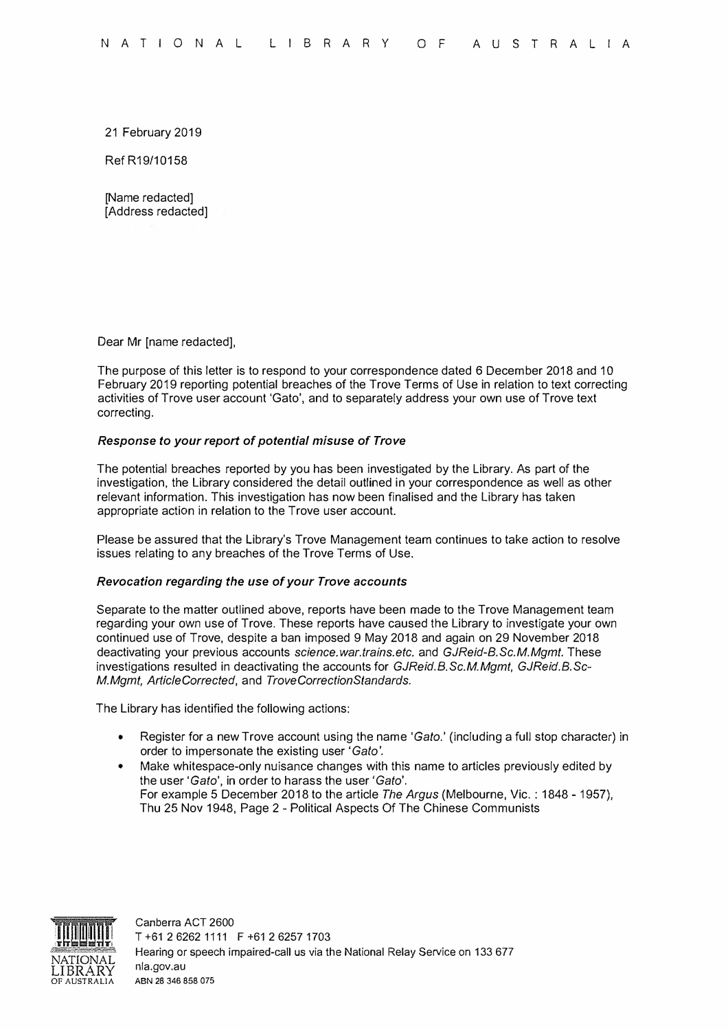NATIONAL LIBRARY OF AUSTRALIA

21 February 2019

Ref R19/10158

[Name redacted]
[Address redacted]

Dear Mr [name redacted],

The purpose of this letter is to respond to your correspondence dated 6 December 2018 and 10 February 2019 reporting potential breaches of the Trove Terms of Use in relation to text correcting activities of Trove user account 'Gato', and to separately address your own use of Trove text correcting.

***Response to your report of potential misuse of Trove***

The potential breaches reported by you has been investigated by the Library. As part of the investigation, the Library considered the detail outlined in your correspondence as well as other relevant information. This investigation has now been finalised and the Library has taken appropriate action in relation to the Trove user account.

Please be assured that the Library's Trove Management team continues to take action to resolve issues relating to any breaches of the Trove Terms of Use.

***Revocation regarding the use of your Trove accounts***

Separate to the matter outlined above, reports have been made to the Trove Management team regarding your own use of Trove. These reports have caused the Library to investigate your own continued use of Trove, despite a ban imposed 9 May 2018 and again on 29 November 2018 deactivating your previous accounts *science.war.trains.etc.* and *GJReid-B.Sc.M.Mgmt.* These investigations resulted in deactivating the accounts for *GJReid.B.Sc.M.Mgmt, GJReid.B.Sc-M.Mgmt, ArticleCorrected*, and *TroveCorrectionStandards.*

The Library has identified the following actions:

- Register for a new Trove account using the name '*Gato.*' (including a full stop character) in order to impersonate the existing user '*Gato'.*
- Make whitespace-only nuisance changes with this name to articles previously edited by the user '*Gato*', in order to harass the user '*Gato*'.
  For example 5 December 2018 to the article *The Argus* (Melbourne, Vic. : 1848 - 1957), Thu 25 Nov 1948, Page 2 - Political Aspects Of The Chinese Communists

Canberra ACT 2600
T +61 2 6262 1111 F +61 2 6257 1703
Hearing or speech impaired-call us via the National Relay Service on 133 677
nla.gov.au
ABN 28 346 858 075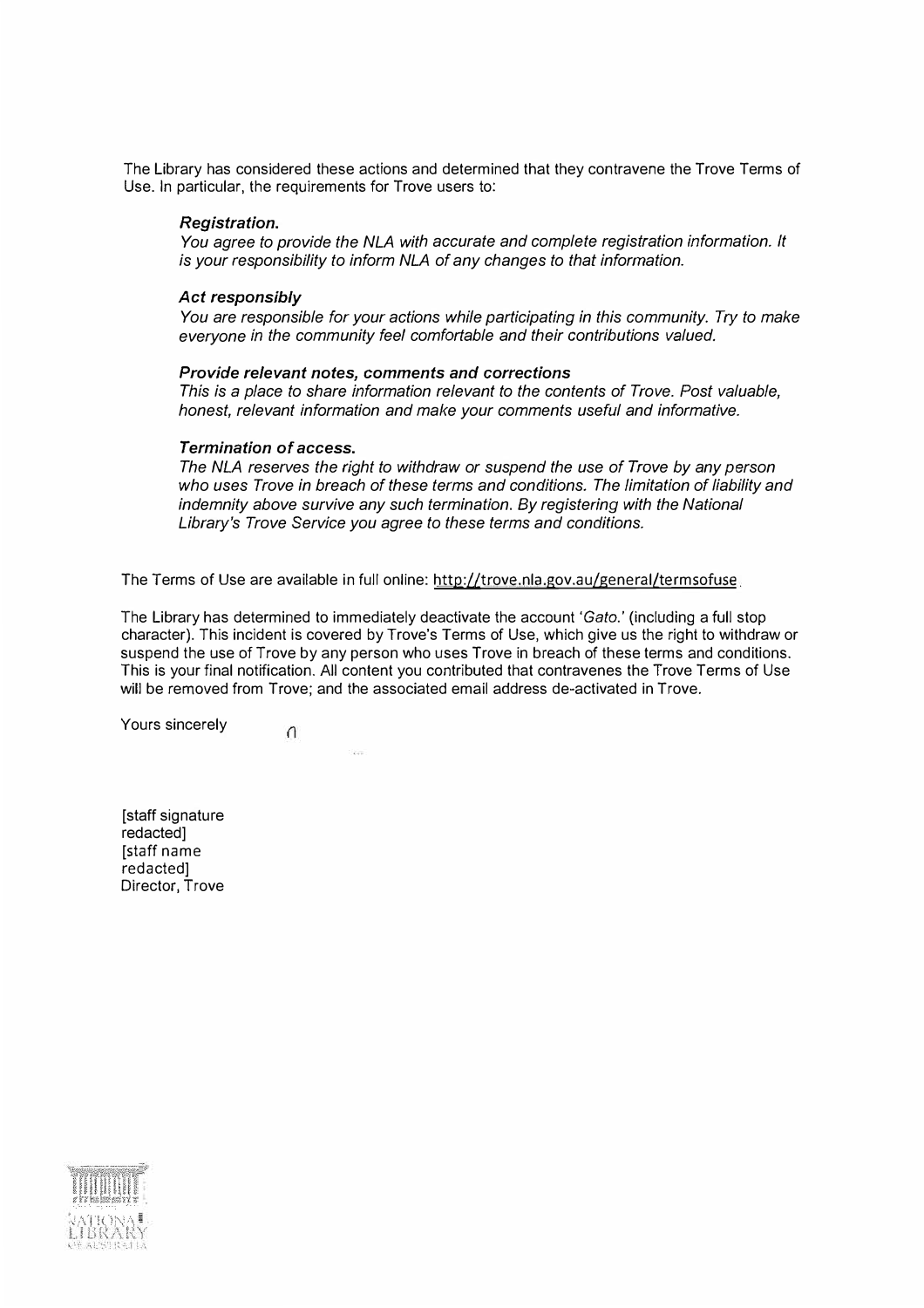The Library has considered these actions and determined that they contravene the Trove Terms of Use. In particular, the requirements for Trove users to:

> ***Registration.***
> *You agree to provide the NLA with accurate and complete registration information. It is your responsibility to inform NLA of any changes to that information.*
>
> ***Act responsibly***
> *You are responsible for your actions while participating in this community. Try to make everyone in the community feel comfortable and their contributions valued.*
>
> ***Provide relevant notes, comments and corrections***
> *This is a place to share information relevant to the contents of Trove. Post valuable, honest, relevant information and make your comments useful and informative.*
>
> ***Termination of access.***
> *The NLA reserves the right to withdraw or suspend the use of Trove by any person who uses Trove in breach of these terms and conditions. The limitation of liability and indemnity above survive any such termination. By registering with the National Library's Trove Service you agree to these terms and conditions.*

The Terms of Use are available in full online: http://trove.nla.gov.au/general/termsofuse

The Library has determined to immediately deactivate the account '*Gato.*' (including a full stop character). This incident is covered by Trove's Terms of Use, which give us the right to withdraw or suspend the use of Trove by any person who uses Trove in breach of these terms and conditions. This is your final notification. All content you contributed that contravenes the Trove Terms of Use will be removed from Trove; and the associated email address de-activated in Trove.

Yours sincerely

[staff signature redacted]
[staff name redacted]
Director, Trove

NATIONAL LIBRARY OF AUSTRALIA